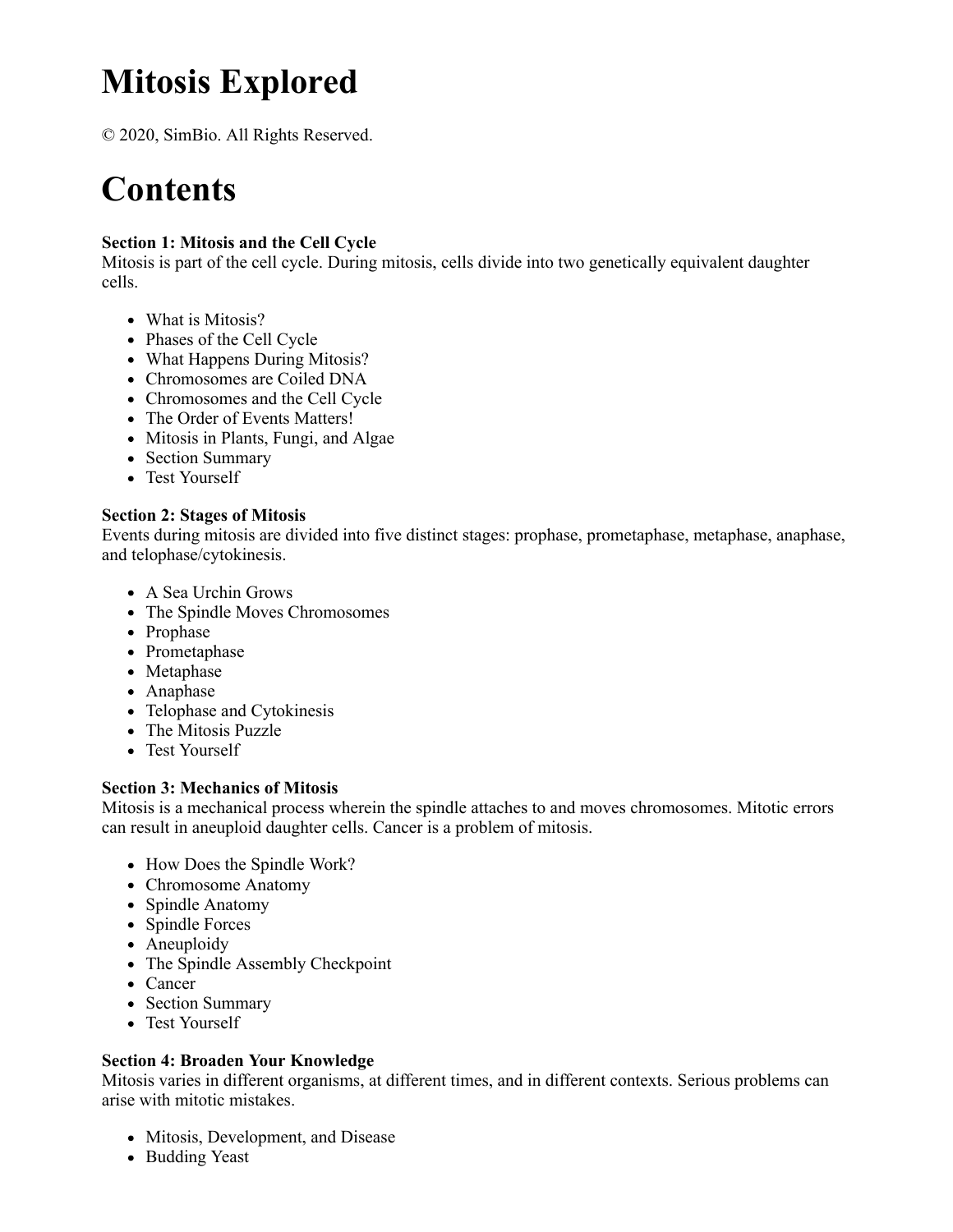# Mitosis Explored

© 2020, SimBio. All Rights Reserved.

# Contents

**Section 1: Mitosis and the Cell Cycle**
Mitosis is part of the cell cycle. During mitosis, cells divide into two genetically equivalent daughter cells.

- What is Mitosis?
- Phases of the Cell Cycle
- What Happens During Mitosis?
- Chromosomes are Coiled DNA
- Chromosomes and the Cell Cycle
- The Order of Events Matters!
- Mitosis in Plants, Fungi, and Algae
- Section Summary
- Test Yourself

**Section 2: Stages of Mitosis**
Events during mitosis are divided into five distinct stages: prophase, prometaphase, metaphase, anaphase, and telophase/cytokinesis.

- A Sea Urchin Grows
- The Spindle Moves Chromosomes
- Prophase
- Prometaphase
- Metaphase
- Anaphase
- Telophase and Cytokinesis
- The Mitosis Puzzle
- Test Yourself

**Section 3: Mechanics of Mitosis**
Mitosis is a mechanical process wherein the spindle attaches to and moves chromosomes. Mitotic errors can result in aneuploid daughter cells. Cancer is a problem of mitosis.

- How Does the Spindle Work?
- Chromosome Anatomy
- Spindle Anatomy
- Spindle Forces
- Aneuploidy
- The Spindle Assembly Checkpoint
- Cancer
- Section Summary
- Test Yourself

**Section 4: Broaden Your Knowledge**
Mitosis varies in different organisms, at different times, and in different contexts. Serious problems can arise with mitotic mistakes.

- Mitosis, Development, and Disease
- Budding Yeast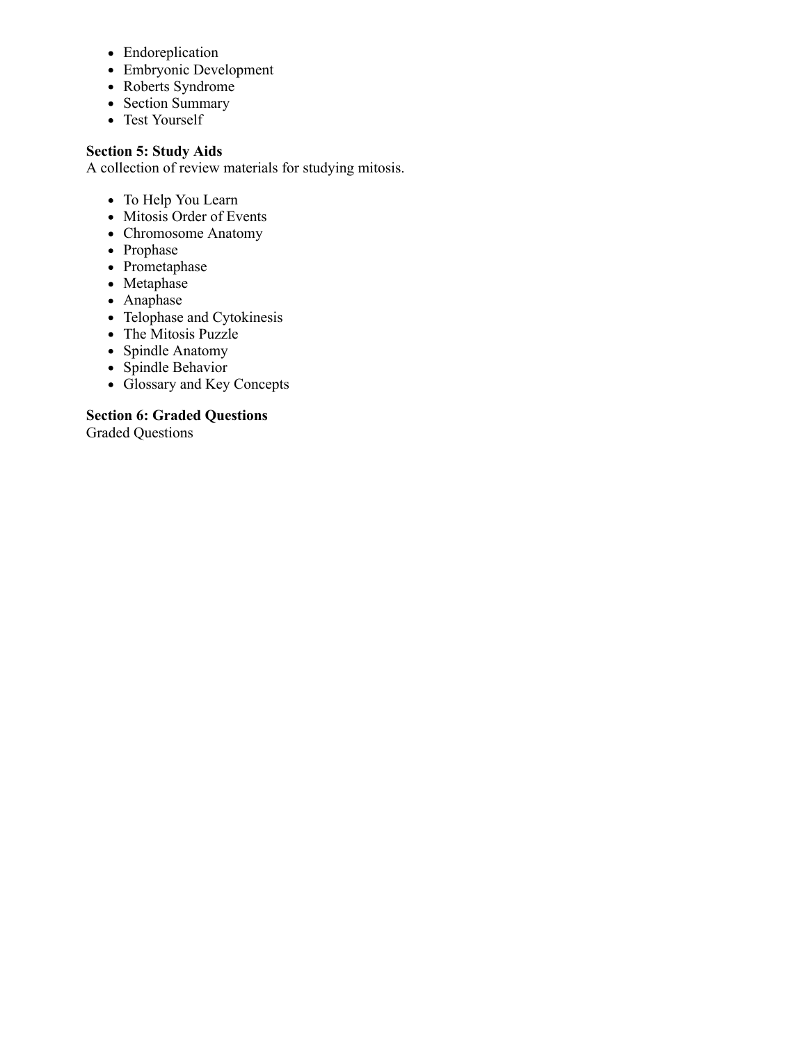- Endoreplication
- Embryonic Development
- Roberts Syndrome
- Section Summary
- Test Yourself

**Section 5: Study Aids**
A collection of review materials for studying mitosis.

- To Help You Learn
- Mitosis Order of Events
- Chromosome Anatomy
- Prophase
- Prometaphase
- Metaphase
- Anaphase
- Telophase and Cytokinesis
- The Mitosis Puzzle
- Spindle Anatomy
- Spindle Behavior
- Glossary and Key Concepts

**Section 6: Graded Questions**
Graded Questions